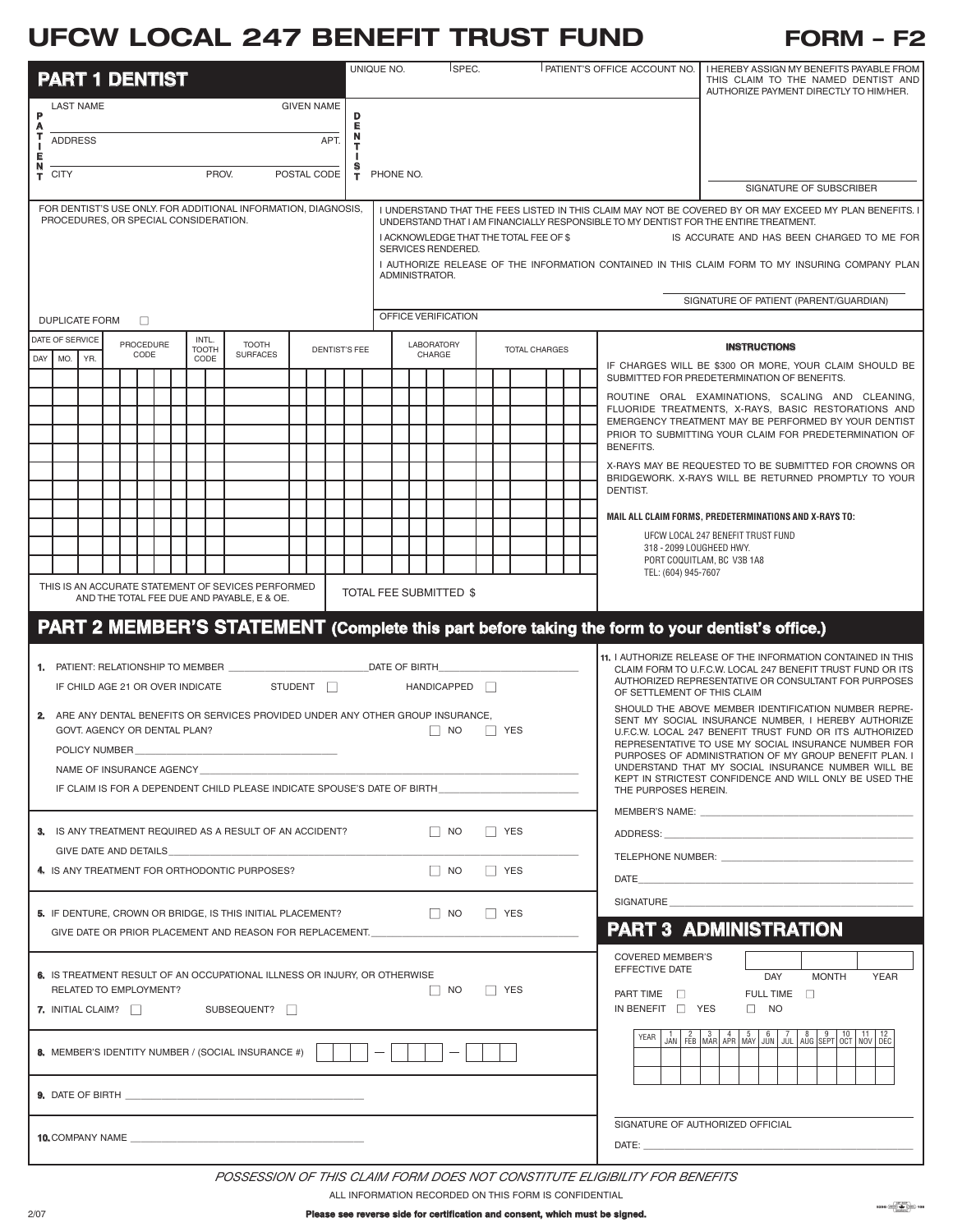# UFCW LOCAL 247 BENEFIT TRUST FUND

**FORM – F2**

## PART 1 DENTIST

**PATIENT**

LAST NAME ______ GIVEN NAME ______

ADDRESS ______ APT. ______

CITY ______ PROV. ______ POSTAL CODE ______

**DENTIST**

UNIQUE NO. ______ SPEC. ______ PATIENT'S OFFICE ACCOUNT NO. ______

PHONE NO. ______

I HEREBY ASSIGN MY BENEFITS PAYABLE FROM THIS CLAIM TO THE NAMED DENTIST AND AUTHORIZE PAYMENT DIRECTLY TO HIM/HER.

______
SIGNATURE OF SUBSCRIBER

FOR DENTIST'S USE ONLY. FOR ADDITIONAL INFORMATION, DIAGNOSIS, PROCEDURES, OR SPECIAL CONSIDERATION.

DUPLICATE FORM ☐

I UNDERSTAND THAT THE FEES LISTED IN THIS CLAIM MAY NOT BE COVERED BY OR MAY EXCEED MY PLAN BENEFITS. I UNDERSTAND THAT I AM FINANCIALLY RESPONSIBLE TO MY DENTIST FOR THE ENTIRE TREATMENT.

I ACKNOWLEDGE THAT THE TOTAL FEE OF $ ______ IS ACCURATE AND HAS BEEN CHARGED TO ME FOR SERVICES RENDERED.

I AUTHORIZE RELEASE OF THE INFORMATION CONTAINED IN THIS CLAIM FORM TO MY INSURING COMPANY PLAN ADMINISTRATOR.

______
SIGNATURE OF PATIENT (PARENT/GUARDIAN)

OFFICE VERIFICATION

| DATE OF SERVICE | | | PROCEDURE CODE | INTL. TOOTH CODE | TOOTH SURFACES | DENTIST'S FEE | LABORATORY CHARGE | TOTAL CHARGES |
|---|---|---|---|---|---|---|---|---|
| DAY | MO. | YR. | | | | | | |
| | | | | | | | | |
| | | | | | | | | |
| | | | | | | | | |
| | | | | | | | | |
| | | | | | | | | |
| | | | | | | | | |
| | | | | | | | | |
| | | | | | | | | |
| | | | | | | | | |
| | | | | | | | | |
| | | | | | | | | |
| | | | | | | | | |

THIS IS AN ACCURATE STATEMENT OF SEVICES PERFORMED AND THE TOTAL FEE DUE AND PAYABLE, E & OE.

TOTAL FEE SUBMITTED $ ______

### INSTRUCTIONS

IF CHARGES WILL BE $300 OR MORE, YOUR CLAIM SHOULD BE SUBMITTED FOR PREDETERMINATION OF BENEFITS.

ROUTINE ORAL EXAMINATIONS, SCALING AND CLEANING, FLUORIDE TREATMENTS, X-RAYS, BASIC RESTORATIONS AND EMERGENCY TREATMENT MAY BE PERFORMED BY YOUR DENTIST PRIOR TO SUBMITTING YOUR CLAIM FOR PREDETERMINATION OF BENEFITS.

X-RAYS MAY BE REQUESTED TO BE SUBMITTED FOR CROWNS OR BRIDGEWORK. X-RAYS WILL BE RETURNED PROMPTLY TO YOUR DENTIST.

**MAIL ALL CLAIM FORMS, PREDETERMINATIONS AND X-RAYS TO:**

UFCW LOCAL 247 BENEFIT TRUST FUND
318 - 2099 LOUGHEED HWY.
PORT COQUITLAM, BC V3B 1A8
TEL: (604) 945-7607

## PART 2 MEMBER'S STATEMENT (Complete this part before taking the form to your dentist's office.)

**1.** PATIENT: RELATIONSHIP TO MEMBER ______ DATE OF BIRTH ______

IF CHILD AGE 21 OR OVER INDICATE STUDENT ☐ HANDICAPPED ☐

**2.** ARE ANY DENTAL BENEFITS OR SERVICES PROVIDED UNDER ANY OTHER GROUP INSURANCE, GOVT. AGENCY OR DENTAL PLAN? ☐ NO ☐ YES

POLICY NUMBER ______

NAME OF INSURANCE AGENCY ______

IF CLAIM IS FOR A DEPENDENT CHILD PLEASE INDICATE SPOUSE'S DATE OF BIRTH ______

**3.** IS ANY TREATMENT REQUIRED AS A RESULT OF AN ACCIDENT? ☐ NO ☐ YES

GIVE DATE AND DETAILS ______

**4.** IS ANY TREATMENT FOR ORTHODONTIC PURPOSES? ☐ NO ☐ YES

**5.** IF DENTURE, CROWN OR BRIDGE, IS THIS INITIAL PLACEMENT? ☐ NO ☐ YES

GIVE DATE OR PRIOR PLACEMENT AND REASON FOR REPLACEMENT. ______

**6.** IS TREATMENT RESULT OF AN OCCUPATIONAL ILLNESS OR INJURY, OR OTHERWISE RELATED TO EMPLOYMENT? ☐ NO ☐ YES

**7.** INITIAL CLAIM? ☐ SUBSEQUENT? ☐

**8.** MEMBER'S IDENTITY NUMBER / (SOCIAL INSURANCE #) ☐☐☐ — ☐☐☐ — ☐☐☐

**9.** DATE OF BIRTH ______

**10.** COMPANY NAME ______

**11.** I AUTHORIZE RELEASE OF THE INFORMATION CONTAINED IN THIS CLAIM FORM TO U.F.C.W. LOCAL 247 BENEFIT TRUST FUND OR ITS AUTHORIZED REPRESENTATIVE OR CONSULTANT FOR PURPOSES OF SETTLEMENT OF THIS CLAIM

SHOULD THE ABOVE MEMBER IDENTIFICATION NUMBER REPRESENT MY SOCIAL INSURANCE NUMBER, I HEREBY AUTHORIZE U.F.C.W. LOCAL 247 BENEFIT TRUST FUND OR ITS AUTHORIZED REPRESENTATIVE TO USE MY SOCIAL INSURANCE NUMBER FOR PURPOSES OF ADMINISTRATION OF MY GROUP BENEFIT PLAN. I UNDERSTAND THAT MY SOCIAL INSURANCE NUMBER WILL BE KEPT IN STRICTEST CONFIDENCE AND WILL ONLY BE USED THE THE PURPOSES HEREIN.

MEMBER'S NAME: ______

ADDRESS: ______

TELEPHONE NUMBER: ______

DATE ______

SIGNATURE ______

## PART 3 ADMINISTRATION

COVERED MEMBER'S EFFECTIVE DATE

| DAY | MONTH | YEAR |
|---|---|---|
| | | |

PART TIME ☐ FULL TIME ☐

IN BENEFIT ☐ YES ☐ NO

| YEAR | 1 JAN | 2 FEB | 3 MAR | 4 APR | 5 MAY | 6 JUN | 7 JUL | 8 AUG | 9 SEPT | 10 OCT | 11 NOV | 12 DEC |
|---|---|---|---|---|---|---|---|---|---|---|---|---|
| | | | | | | | | | | | | |
| | | | | | | | | | | | | |

______
SIGNATURE OF AUTHORIZED OFFICIAL

DATE: ______

*POSSESSION OF THIS CLAIM FORM DOES NOT CONSTITUTE ELIGIBILITY FOR BENEFITS*

ALL INFORMATION RECORDED ON THIS FORM IS CONFIDENTIAL

2/07

**Please see reverse side for certification and consent, which must be signed.**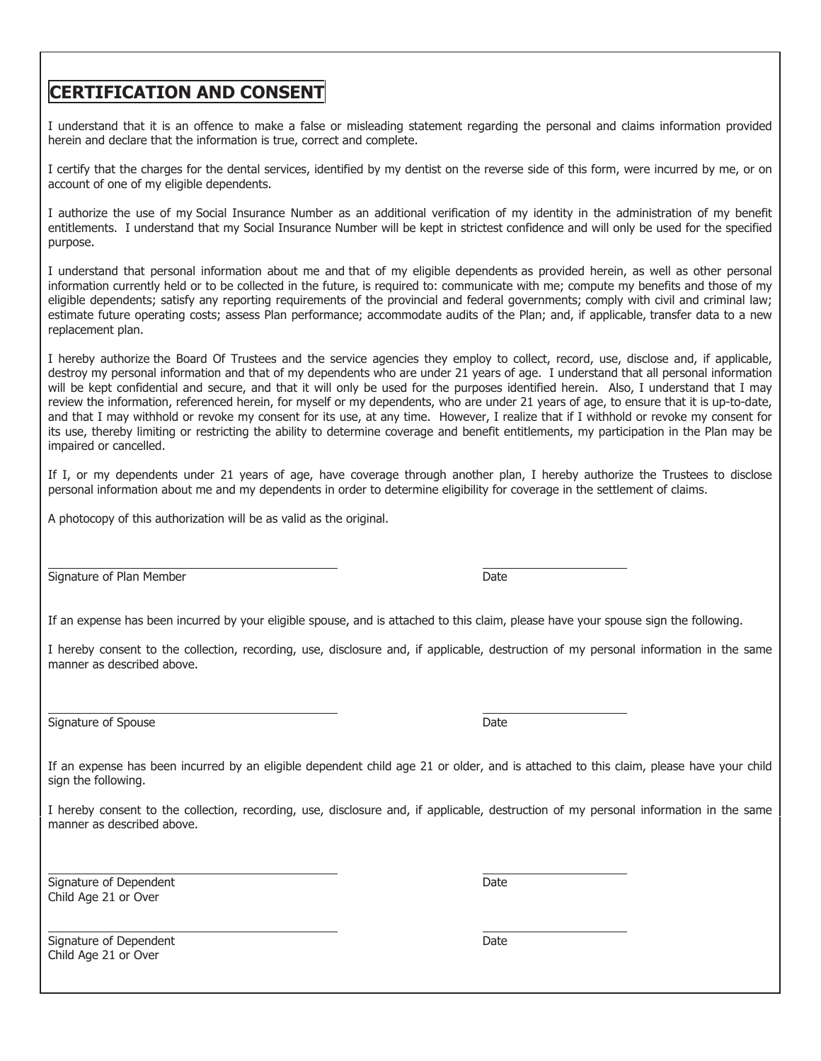## CERTIFICATION AND CONSENT

I understand that it is an offence to make a false or misleading statement regarding the personal and claims information provided herein and declare that the information is true, correct and complete.

I certify that the charges for the dental services, identified by my dentist on the reverse side of this form, were incurred by me, or on account of one of my eligible dependents.

I authorize the use of my Social Insurance Number as an additional verification of my identity in the administration of my benefit entitlements. I understand that my Social Insurance Number will be kept in strictest confidence and will only be used for the specified purpose.

I understand that personal information about me and that of my eligible dependents as provided herein, as well as other personal information currently held or to be collected in the future, is required to: communicate with me; compute my benefits and those of my eligible dependents; satisfy any reporting requirements of the provincial and federal governments; comply with civil and criminal law; estimate future operating costs; assess Plan performance; accommodate audits of the Plan; and, if applicable, transfer data to a new replacement plan.

I hereby authorize the Board Of Trustees and the service agencies they employ to collect, record, use, disclose and, if applicable, destroy my personal information and that of my dependents who are under 21 years of age. I understand that all personal information will be kept confidential and secure, and that it will only be used for the purposes identified herein. Also, I understand that I may review the information, referenced herein, for myself or my dependents, who are under 21 years of age, to ensure that it is up-to-date, and that I may withhold or revoke my consent for its use, at any time. However, I realize that if I withhold or revoke my consent for its use, thereby limiting or restricting the ability to determine coverage and benefit entitlements, my participation in the Plan may be impaired or cancelled.

If I, or my dependents under 21 years of age, have coverage through another plan, I hereby authorize the Trustees to disclose personal information about me and my dependents in order to determine eligibility for coverage in the settlement of claims.

A photocopy of this authorization will be as valid as the original.

\_\_\_\_\_\_\_\_\_\_\_\_\_\_\_\_\_\_\_\_\_\_\_\_\_\_\_\_\_\_\_\_\_\_\_\_ \_\_\_\_\_\_\_\_\_\_\_\_\_\_\_\_\_\_\_\_

Signature of Plan Member Date

If an expense has been incurred by your eligible spouse, and is attached to this claim, please have your spouse sign the following.

I hereby consent to the collection, recording, use, disclosure and, if applicable, destruction of my personal information in the same manner as described above.

\_\_\_\_\_\_\_\_\_\_\_\_\_\_\_\_\_\_\_\_\_\_\_\_\_\_\_\_\_\_\_\_\_\_\_\_ \_\_\_\_\_\_\_\_\_\_\_\_\_\_\_\_\_\_\_\_

Signature of Spouse Date

If an expense has been incurred by an eligible dependent child age 21 or older, and is attached to this claim, please have your child sign the following.

I hereby consent to the collection, recording, use, disclosure and, if applicable, destruction of my personal information in the same manner as described above.

\_\_\_\_\_\_\_\_\_\_\_\_\_\_\_\_\_\_\_\_\_\_\_\_\_\_\_\_\_\_\_\_\_\_\_\_ \_\_\_\_\_\_\_\_\_\_\_\_\_\_\_\_\_\_\_\_

Signature of Dependent Child Age 21 or Over Date

\_\_\_\_\_\_\_\_\_\_\_\_\_\_\_\_\_\_\_\_\_\_\_\_\_\_\_\_\_\_\_\_\_\_\_\_ \_\_\_\_\_\_\_\_\_\_\_\_\_\_\_\_\_\_\_\_

Signature of Dependent Child Age 21 or Over Date